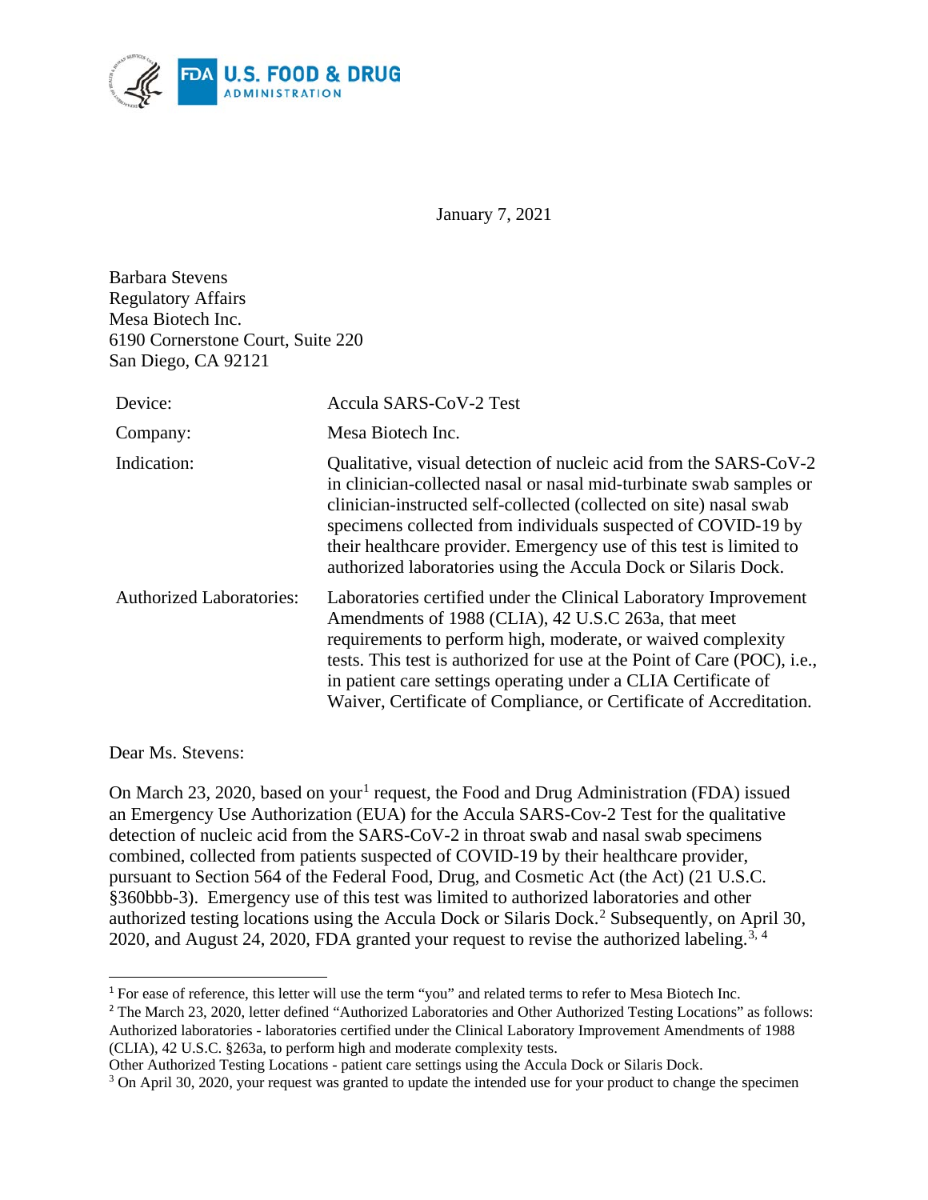January 7, 2021

Barbara Stevens
Regulatory Affairs
Mesa Biotech Inc.
6190 Cornerstone Court, Suite 220
San Diego, CA 92121

| | |
|---|---|
| Device: | Accula SARS-CoV-2 Test |
| Company: | Mesa Biotech Inc. |
| Indication: | Qualitative, visual detection of nucleic acid from the SARS-CoV-2 in clinician-collected nasal or nasal mid-turbinate swab samples or clinician-instructed self-collected (collected on site) nasal swab specimens collected from individuals suspected of COVID-19 by their healthcare provider. Emergency use of this test is limited to authorized laboratories using the Accula Dock or Silaris Dock. |
| Authorized Laboratories: | Laboratories certified under the Clinical Laboratory Improvement Amendments of 1988 (CLIA), 42 U.S.C 263a, that meet requirements to perform high, moderate, or waived complexity tests. This test is authorized for use at the Point of Care (POC), i.e., in patient care settings operating under a CLIA Certificate of Waiver, Certificate of Compliance, or Certificate of Accreditation. |

Dear Ms. Stevens:

On March 23, 2020, based on your[1] request, the Food and Drug Administration (FDA) issued an Emergency Use Authorization (EUA) for the Accula SARS-Cov-2 Test for the qualitative detection of nucleic acid from the SARS-CoV-2 in throat swab and nasal swab specimens combined, collected from patients suspected of COVID-19 by their healthcare provider, pursuant to Section 564 of the Federal Food, Drug, and Cosmetic Act (the Act) (21 U.S.C. §360bbb-3). Emergency use of this test was limited to authorized laboratories and other authorized testing locations using the Accula Dock or Silaris Dock.[2] Subsequently, on April 30, 2020, and August 24, 2020, FDA granted your request to revise the authorized labeling.[3, 4]

---

[1] For ease of reference, this letter will use the term "you" and related terms to refer to Mesa Biotech Inc.

[2] The March 23, 2020, letter defined "Authorized Laboratories and Other Authorized Testing Locations" as follows: Authorized laboratories - laboratories certified under the Clinical Laboratory Improvement Amendments of 1988 (CLIA), 42 U.S.C. §263a, to perform high and moderate complexity tests.

Other Authorized Testing Locations - patient care settings using the Accula Dock or Silaris Dock.

[3] On April 30, 2020, your request was granted to update the intended use for your product to change the specimen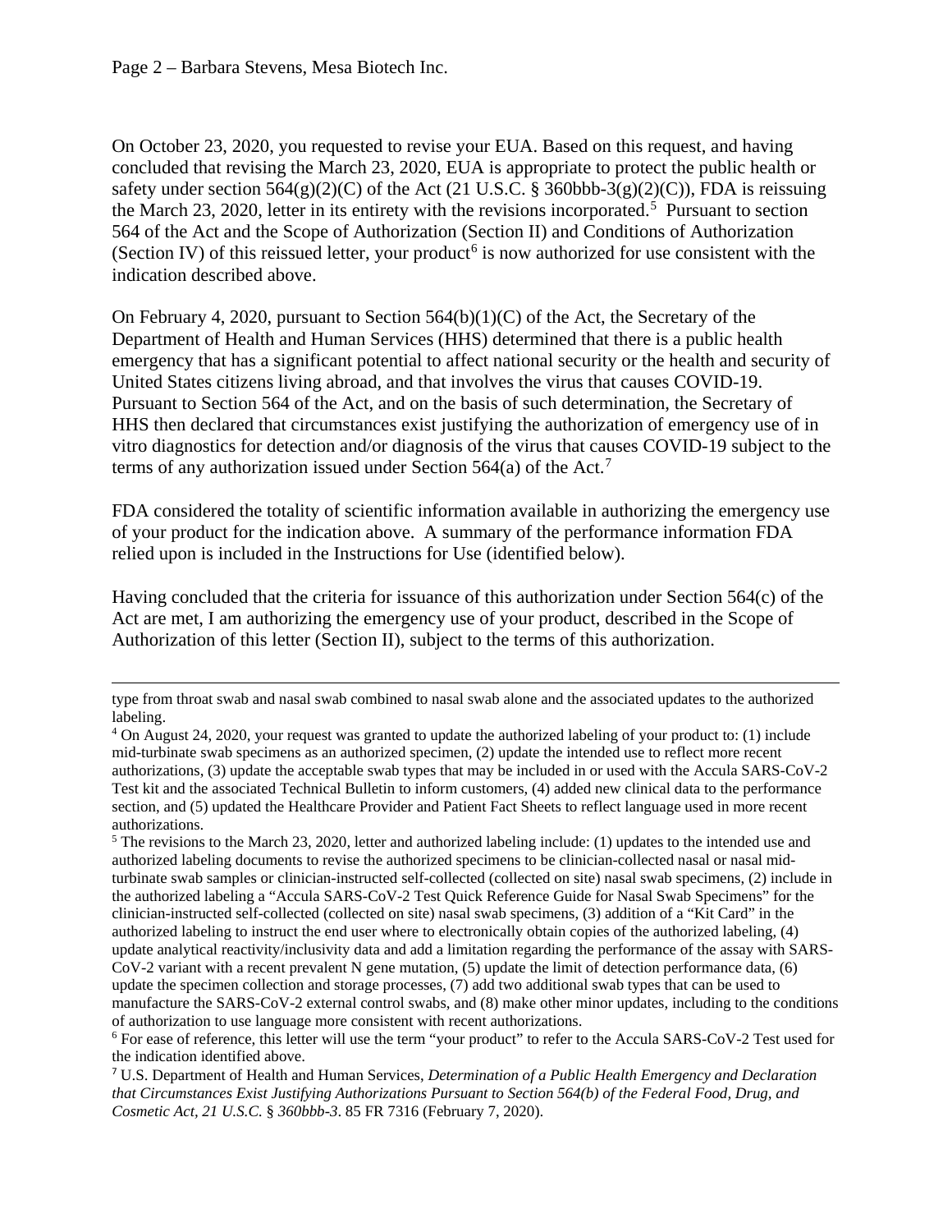On October 23, 2020, you requested to revise your EUA. Based on this request, and having concluded that revising the March 23, 2020, EUA is appropriate to protect the public health or safety under section 564(g)(2)(C) of the Act (21 U.S.C. § 360bbb-3(g)(2)(C)), FDA is reissuing the March 23, 2020, letter in its entirety with the revisions incorporated.[5] Pursuant to section 564 of the Act and the Scope of Authorization (Section II) and Conditions of Authorization (Section IV) of this reissued letter, your product[6] is now authorized for use consistent with the indication described above.

On February 4, 2020, pursuant to Section 564(b)(1)(C) of the Act, the Secretary of the Department of Health and Human Services (HHS) determined that there is a public health emergency that has a significant potential to affect national security or the health and security of United States citizens living abroad, and that involves the virus that causes COVID-19. Pursuant to Section 564 of the Act, and on the basis of such determination, the Secretary of HHS then declared that circumstances exist justifying the authorization of emergency use of in vitro diagnostics for detection and/or diagnosis of the virus that causes COVID-19 subject to the terms of any authorization issued under Section 564(a) of the Act.[7]

FDA considered the totality of scientific information available in authorizing the emergency use of your product for the indication above. A summary of the performance information FDA relied upon is included in the Instructions for Use (identified below).

Having concluded that the criteria for issuance of this authorization under Section 564(c) of the Act are met, I am authorizing the emergency use of your product, described in the Scope of Authorization of this letter (Section II), subject to the terms of this authorization.

---

type from throat swab and nasal swab combined to nasal swab alone and the associated updates to the authorized labeling.

[4] On August 24, 2020, your request was granted to update the authorized labeling of your product to: (1) include mid-turbinate swab specimens as an authorized specimen, (2) update the intended use to reflect more recent authorizations, (3) update the acceptable swab types that may be included in or used with the Accula SARS-CoV-2 Test kit and the associated Technical Bulletin to inform customers, (4) added new clinical data to the performance section, and (5) updated the Healthcare Provider and Patient Fact Sheets to reflect language used in more recent authorizations.

[5] The revisions to the March 23, 2020, letter and authorized labeling include: (1) updates to the intended use and authorized labeling documents to revise the authorized specimens to be clinician-collected nasal or nasal mid-turbinate swab samples or clinician-instructed self-collected (collected on site) nasal swab specimens, (2) include in the authorized labeling a "Accula SARS-CoV-2 Test Quick Reference Guide for Nasal Swab Specimens" for the clinician-instructed self-collected (collected on site) nasal swab specimens, (3) addition of a "Kit Card" in the authorized labeling to instruct the end user where to electronically obtain copies of the authorized labeling, (4) update analytical reactivity/inclusivity data and add a limitation regarding the performance of the assay with SARS-CoV-2 variant with a recent prevalent N gene mutation, (5) update the limit of detection performance data, (6) update the specimen collection and storage processes, (7) add two additional swab types that can be used to manufacture the SARS-CoV-2 external control swabs, and (8) make other minor updates, including to the conditions of authorization to use language more consistent with recent authorizations.

[6] For ease of reference, this letter will use the term "your product" to refer to the Accula SARS-CoV-2 Test used for the indication identified above.

[7] U.S. Department of Health and Human Services, *Determination of a Public Health Emergency and Declaration that Circumstances Exist Justifying Authorizations Pursuant to Section 564(b) of the Federal Food, Drug, and Cosmetic Act, 21 U.S.C.* § *360bbb-3*. 85 FR 7316 (February 7, 2020).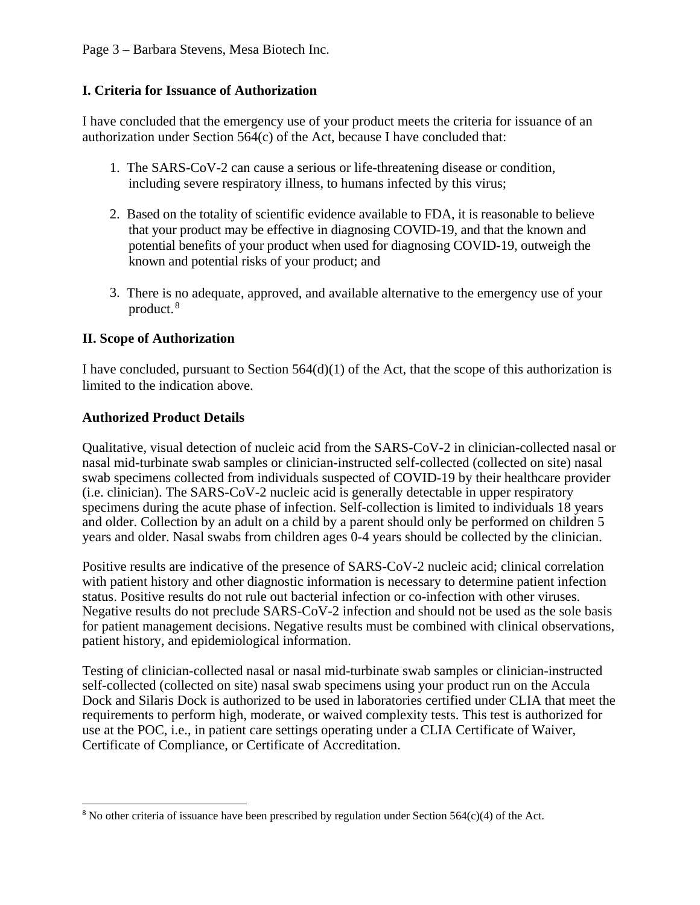## I. Criteria for Issuance of Authorization

I have concluded that the emergency use of your product meets the criteria for issuance of an authorization under Section 564(c) of the Act, because I have concluded that:

1. The SARS-CoV-2 can cause a serious or life-threatening disease or condition, including severe respiratory illness, to humans infected by this virus;

2. Based on the totality of scientific evidence available to FDA, it is reasonable to believe that your product may be effective in diagnosing COVID-19, and that the known and potential benefits of your product when used for diagnosing COVID-19, outweigh the known and potential risks of your product; and

3. There is no adequate, approved, and available alternative to the emergency use of your product.[8]

## II. Scope of Authorization

I have concluded, pursuant to Section 564(d)(1) of the Act, that the scope of this authorization is limited to the indication above.

### Authorized Product Details

Qualitative, visual detection of nucleic acid from the SARS-CoV-2 in clinician-collected nasal or nasal mid-turbinate swab samples or clinician-instructed self-collected (collected on site) nasal swab specimens collected from individuals suspected of COVID-19 by their healthcare provider (i.e. clinician). The SARS-CoV-2 nucleic acid is generally detectable in upper respiratory specimens during the acute phase of infection. Self-collection is limited to individuals 18 years and older. Collection by an adult on a child by a parent should only be performed on children 5 years and older. Nasal swabs from children ages 0-4 years should be collected by the clinician.

Positive results are indicative of the presence of SARS-CoV-2 nucleic acid; clinical correlation with patient history and other diagnostic information is necessary to determine patient infection status. Positive results do not rule out bacterial infection or co-infection with other viruses. Negative results do not preclude SARS-CoV-2 infection and should not be used as the sole basis for patient management decisions. Negative results must be combined with clinical observations, patient history, and epidemiological information.

Testing of clinician-collected nasal or nasal mid-turbinate swab samples or clinician-instructed self-collected (collected on site) nasal swab specimens using your product run on the Accula Dock and Silaris Dock is authorized to be used in laboratories certified under CLIA that meet the requirements to perform high, moderate, or waived complexity tests. This test is authorized for use at the POC, i.e., in patient care settings operating under a CLIA Certificate of Waiver, Certificate of Compliance, or Certificate of Accreditation.

---

[8] No other criteria of issuance have been prescribed by regulation under Section 564(c)(4) of the Act.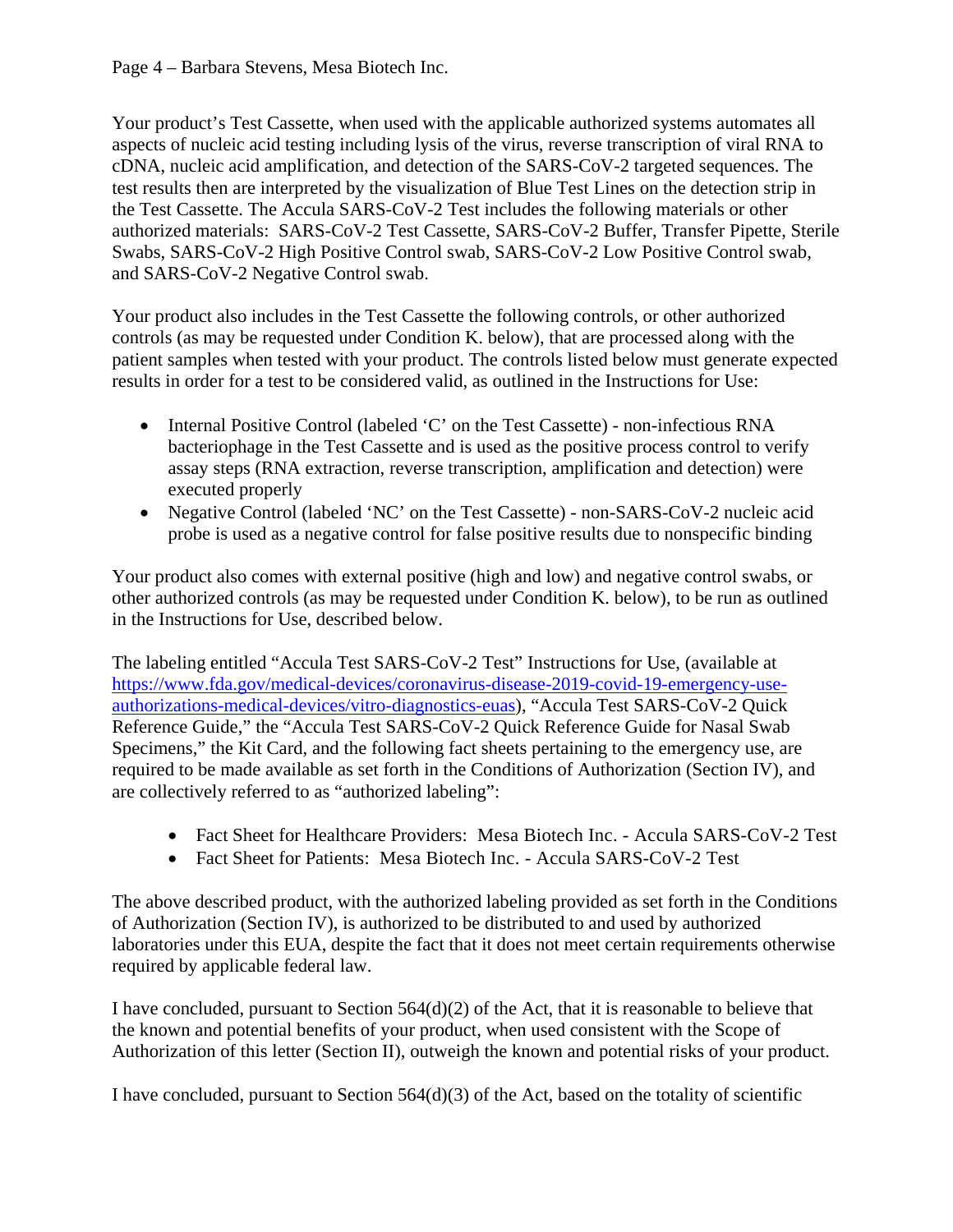Your product's Test Cassette, when used with the applicable authorized systems automates all aspects of nucleic acid testing including lysis of the virus, reverse transcription of viral RNA to cDNA, nucleic acid amplification, and detection of the SARS-CoV-2 targeted sequences. The test results then are interpreted by the visualization of Blue Test Lines on the detection strip in the Test Cassette. The Accula SARS-CoV-2 Test includes the following materials or other authorized materials: SARS-CoV-2 Test Cassette, SARS-CoV-2 Buffer, Transfer Pipette, Sterile Swabs, SARS-CoV-2 High Positive Control swab, SARS-CoV-2 Low Positive Control swab, and SARS-CoV-2 Negative Control swab.

Your product also includes in the Test Cassette the following controls, or other authorized controls (as may be requested under Condition K. below), that are processed along with the patient samples when tested with your product. The controls listed below must generate expected results in order for a test to be considered valid, as outlined in the Instructions for Use:

- Internal Positive Control (labeled 'C' on the Test Cassette) - non-infectious RNA bacteriophage in the Test Cassette and is used as the positive process control to verify assay steps (RNA extraction, reverse transcription, amplification and detection) were executed properly
- Negative Control (labeled 'NC' on the Test Cassette) - non-SARS-CoV-2 nucleic acid probe is used as a negative control for false positive results due to nonspecific binding

Your product also comes with external positive (high and low) and negative control swabs, or other authorized controls (as may be requested under Condition K. below), to be run as outlined in the Instructions for Use, described below.

The labeling entitled "Accula Test SARS-CoV-2 Test" Instructions for Use, (available at [https://www.fda.gov/medical-devices/coronavirus-disease-2019-covid-19-emergency-use-authorizations-medical-devices/vitro-diagnostics-euas](https://www.fda.gov/medical-devices/coronavirus-disease-2019-covid-19-emergency-use-authorizations-medical-devices/vitro-diagnostics-euas)), "Accula Test SARS-CoV-2 Quick Reference Guide," the "Accula Test SARS-CoV-2 Quick Reference Guide for Nasal Swab Specimens," the Kit Card, and the following fact sheets pertaining to the emergency use, are required to be made available as set forth in the Conditions of Authorization (Section IV), and are collectively referred to as "authorized labeling":

- Fact Sheet for Healthcare Providers: Mesa Biotech Inc. - Accula SARS-CoV-2 Test
- Fact Sheet for Patients: Mesa Biotech Inc. - Accula SARS-CoV-2 Test

The above described product, with the authorized labeling provided as set forth in the Conditions of Authorization (Section IV), is authorized to be distributed to and used by authorized laboratories under this EUA, despite the fact that it does not meet certain requirements otherwise required by applicable federal law.

I have concluded, pursuant to Section 564(d)(2) of the Act, that it is reasonable to believe that the known and potential benefits of your product, when used consistent with the Scope of Authorization of this letter (Section II), outweigh the known and potential risks of your product.

I have concluded, pursuant to Section 564(d)(3) of the Act, based on the totality of scientific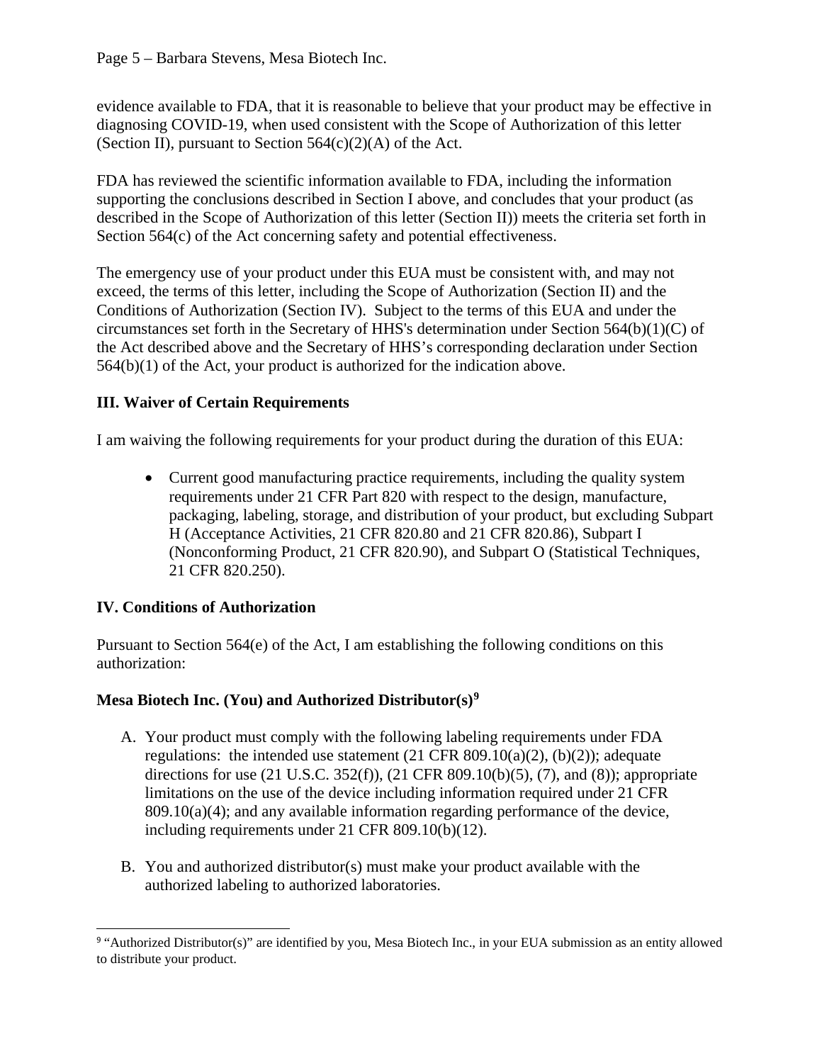evidence available to FDA, that it is reasonable to believe that your product may be effective in diagnosing COVID-19, when used consistent with the Scope of Authorization of this letter (Section II), pursuant to Section 564(c)(2)(A) of the Act.

FDA has reviewed the scientific information available to FDA, including the information supporting the conclusions described in Section I above, and concludes that your product (as described in the Scope of Authorization of this letter (Section II)) meets the criteria set forth in Section 564(c) of the Act concerning safety and potential effectiveness.

The emergency use of your product under this EUA must be consistent with, and may not exceed, the terms of this letter, including the Scope of Authorization (Section II) and the Conditions of Authorization (Section IV). Subject to the terms of this EUA and under the circumstances set forth in the Secretary of HHS's determination under Section 564(b)(1)(C) of the Act described above and the Secretary of HHS's corresponding declaration under Section 564(b)(1) of the Act, your product is authorized for the indication above.

## III. Waiver of Certain Requirements

I am waiving the following requirements for your product during the duration of this EUA:

- Current good manufacturing practice requirements, including the quality system requirements under 21 CFR Part 820 with respect to the design, manufacture, packaging, labeling, storage, and distribution of your product, but excluding Subpart H (Acceptance Activities, 21 CFR 820.80 and 21 CFR 820.86), Subpart I (Nonconforming Product, 21 CFR 820.90), and Subpart O (Statistical Techniques, 21 CFR 820.250).

## IV. Conditions of Authorization

Pursuant to Section 564(e) of the Act, I am establishing the following conditions on this authorization:

### Mesa Biotech Inc. (You) and Authorized Distributor(s)[9]

A. Your product must comply with the following labeling requirements under FDA regulations: the intended use statement (21 CFR 809.10(a)(2), (b)(2)); adequate directions for use (21 U.S.C. 352(f)), (21 CFR 809.10(b)(5), (7), and (8)); appropriate limitations on the use of the device including information required under 21 CFR 809.10(a)(4); and any available information regarding performance of the device, including requirements under 21 CFR 809.10(b)(12).

B. You and authorized distributor(s) must make your product available with the authorized labeling to authorized laboratories.

---

[9] "Authorized Distributor(s)" are identified by you, Mesa Biotech Inc., in your EUA submission as an entity allowed to distribute your product.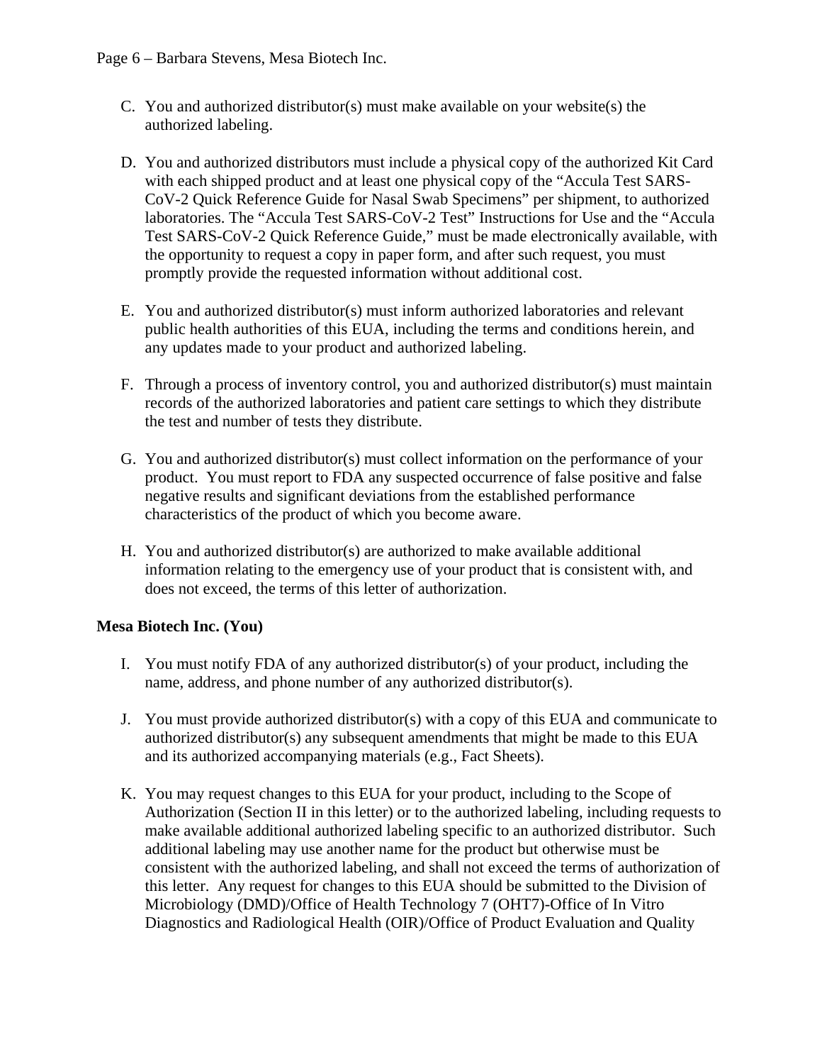C. You and authorized distributor(s) must make available on your website(s) the authorized labeling.

D. You and authorized distributors must include a physical copy of the authorized Kit Card with each shipped product and at least one physical copy of the "Accula Test SARS-CoV-2 Quick Reference Guide for Nasal Swab Specimens" per shipment, to authorized laboratories. The "Accula Test SARS-CoV-2 Test" Instructions for Use and the "Accula Test SARS-CoV-2 Quick Reference Guide," must be made electronically available, with the opportunity to request a copy in paper form, and after such request, you must promptly provide the requested information without additional cost.

E. You and authorized distributor(s) must inform authorized laboratories and relevant public health authorities of this EUA, including the terms and conditions herein, and any updates made to your product and authorized labeling.

F. Through a process of inventory control, you and authorized distributor(s) must maintain records of the authorized laboratories and patient care settings to which they distribute the test and number of tests they distribute.

G. You and authorized distributor(s) must collect information on the performance of your product. You must report to FDA any suspected occurrence of false positive and false negative results and significant deviations from the established performance characteristics of the product of which you become aware.

H. You and authorized distributor(s) are authorized to make available additional information relating to the emergency use of your product that is consistent with, and does not exceed, the terms of this letter of authorization.

**Mesa Biotech Inc. (You)**

I. You must notify FDA of any authorized distributor(s) of your product, including the name, address, and phone number of any authorized distributor(s).

J. You must provide authorized distributor(s) with a copy of this EUA and communicate to authorized distributor(s) any subsequent amendments that might be made to this EUA and its authorized accompanying materials (e.g., Fact Sheets).

K. You may request changes to this EUA for your product, including to the Scope of Authorization (Section II in this letter) or to the authorized labeling, including requests to make available additional authorized labeling specific to an authorized distributor. Such additional labeling may use another name for the product but otherwise must be consistent with the authorized labeling, and shall not exceed the terms of authorization of this letter. Any request for changes to this EUA should be submitted to the Division of Microbiology (DMD)/Office of Health Technology 7 (OHT7)-Office of In Vitro Diagnostics and Radiological Health (OIR)/Office of Product Evaluation and Quality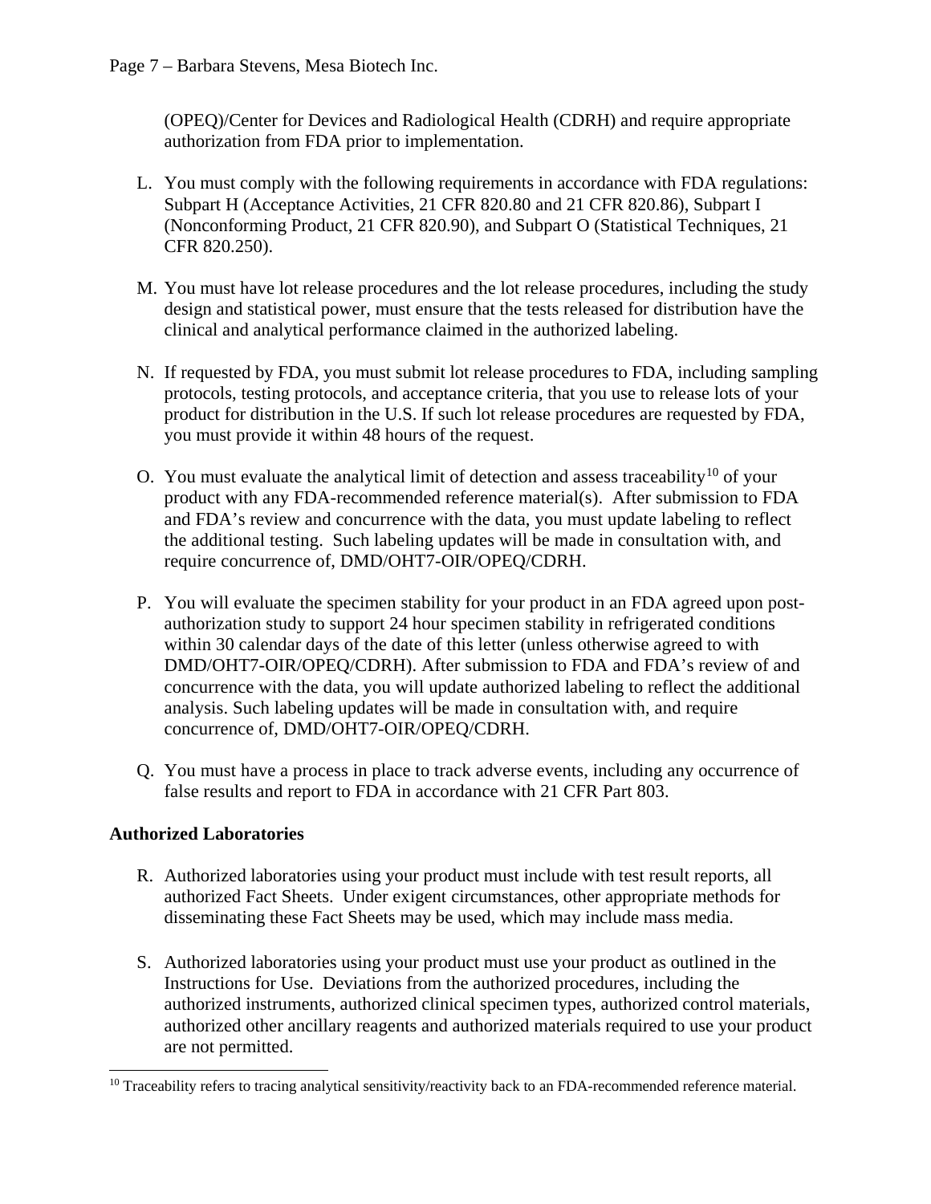(OPEQ)/Center for Devices and Radiological Health (CDRH) and require appropriate authorization from FDA prior to implementation.

L. You must comply with the following requirements in accordance with FDA regulations: Subpart H (Acceptance Activities, 21 CFR 820.80 and 21 CFR 820.86), Subpart I (Nonconforming Product, 21 CFR 820.90), and Subpart O (Statistical Techniques, 21 CFR 820.250).

M. You must have lot release procedures and the lot release procedures, including the study design and statistical power, must ensure that the tests released for distribution have the clinical and analytical performance claimed in the authorized labeling.

N. If requested by FDA, you must submit lot release procedures to FDA, including sampling protocols, testing protocols, and acceptance criteria, that you use to release lots of your product for distribution in the U.S. If such lot release procedures are requested by FDA, you must provide it within 48 hours of the request.

O. You must evaluate the analytical limit of detection and assess traceability[10] of your product with any FDA-recommended reference material(s). After submission to FDA and FDA's review and concurrence with the data, you must update labeling to reflect the additional testing. Such labeling updates will be made in consultation with, and require concurrence of, DMD/OHT7-OIR/OPEQ/CDRH.

P. You will evaluate the specimen stability for your product in an FDA agreed upon post-authorization study to support 24 hour specimen stability in refrigerated conditions within 30 calendar days of the date of this letter (unless otherwise agreed to with DMD/OHT7-OIR/OPEQ/CDRH). After submission to FDA and FDA's review of and concurrence with the data, you will update authorized labeling to reflect the additional analysis. Such labeling updates will be made in consultation with, and require concurrence of, DMD/OHT7-OIR/OPEQ/CDRH.

Q. You must have a process in place to track adverse events, including any occurrence of false results and report to FDA in accordance with 21 CFR Part 803.

**Authorized Laboratories**

R. Authorized laboratories using your product must include with test result reports, all authorized Fact Sheets. Under exigent circumstances, other appropriate methods for disseminating these Fact Sheets may be used, which may include mass media.

S. Authorized laboratories using your product must use your product as outlined in the Instructions for Use. Deviations from the authorized procedures, including the authorized instruments, authorized clinical specimen types, authorized control materials, authorized other ancillary reagents and authorized materials required to use your product are not permitted.

[10] Traceability refers to tracing analytical sensitivity/reactivity back to an FDA-recommended reference material.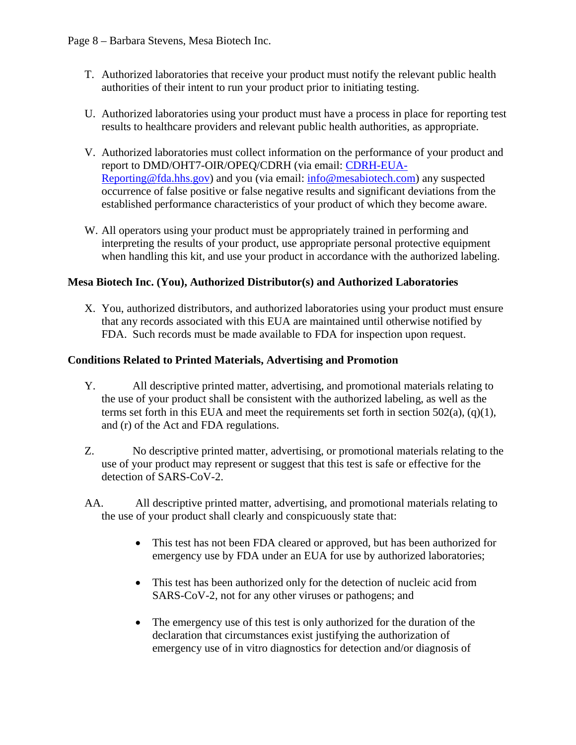T. Authorized laboratories that receive your product must notify the relevant public health authorities of their intent to run your product prior to initiating testing.

U. Authorized laboratories using your product must have a process in place for reporting test results to healthcare providers and relevant public health authorities, as appropriate.

V. Authorized laboratories must collect information on the performance of your product and report to DMD/OHT7-OIR/OPEQ/CDRH (via email: CDRH-EUA-Reporting@fda.hhs.gov) and you (via email: info@mesabiotech.com) any suspected occurrence of false positive or false negative results and significant deviations from the established performance characteristics of your product of which they become aware.

W. All operators using your product must be appropriately trained in performing and interpreting the results of your product, use appropriate personal protective equipment when handling this kit, and use your product in accordance with the authorized labeling.

**Mesa Biotech Inc. (You), Authorized Distributor(s) and Authorized Laboratories**

X. You, authorized distributors, and authorized laboratories using your product must ensure that any records associated with this EUA are maintained until otherwise notified by FDA. Such records must be made available to FDA for inspection upon request.

**Conditions Related to Printed Materials, Advertising and Promotion**

Y. All descriptive printed matter, advertising, and promotional materials relating to the use of your product shall be consistent with the authorized labeling, as well as the terms set forth in this EUA and meet the requirements set forth in section 502(a), (q)(1), and (r) of the Act and FDA regulations.

Z. No descriptive printed matter, advertising, or promotional materials relating to the use of your product may represent or suggest that this test is safe or effective for the detection of SARS-CoV-2.

AA. All descriptive printed matter, advertising, and promotional materials relating to the use of your product shall clearly and conspicuously state that:

- This test has not been FDA cleared or approved, but has been authorized for emergency use by FDA under an EUA for use by authorized laboratories;
- This test has been authorized only for the detection of nucleic acid from SARS-CoV-2, not for any other viruses or pathogens; and
- The emergency use of this test is only authorized for the duration of the declaration that circumstances exist justifying the authorization of emergency use of in vitro diagnostics for detection and/or diagnosis of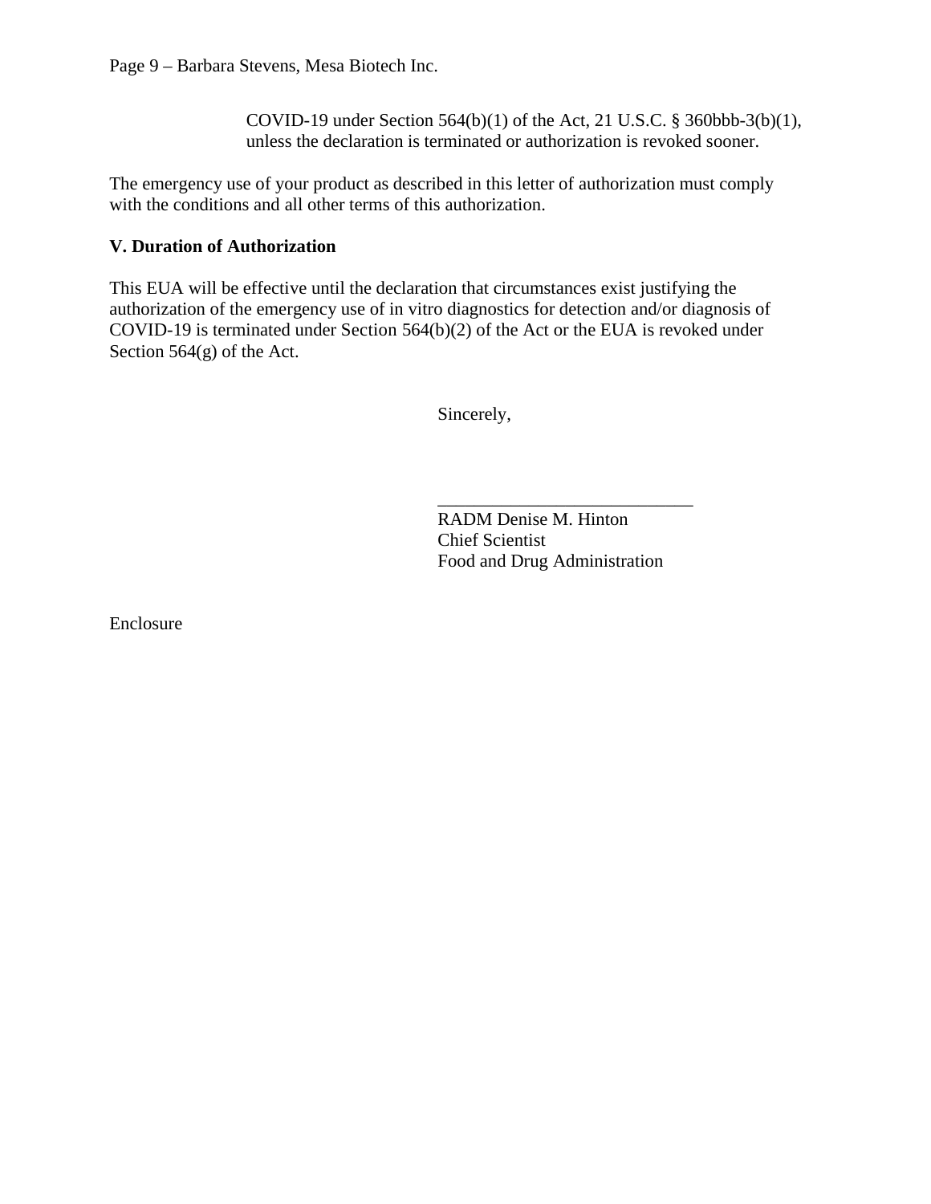COVID-19 under Section 564(b)(1) of the Act, 21 U.S.C. § 360bbb-3(b)(1), unless the declaration is terminated or authorization is revoked sooner.

The emergency use of your product as described in this letter of authorization must comply with the conditions and all other terms of this authorization.

**V. Duration of Authorization**

This EUA will be effective until the declaration that circumstances exist justifying the authorization of the emergency use of in vitro diagnostics for detection and/or diagnosis of COVID-19 is terminated under Section 564(b)(2) of the Act or the EUA is revoked under Section 564(g) of the Act.

Sincerely,

____________________________
RADM Denise M. Hinton
Chief Scientist
Food and Drug Administration

Enclosure